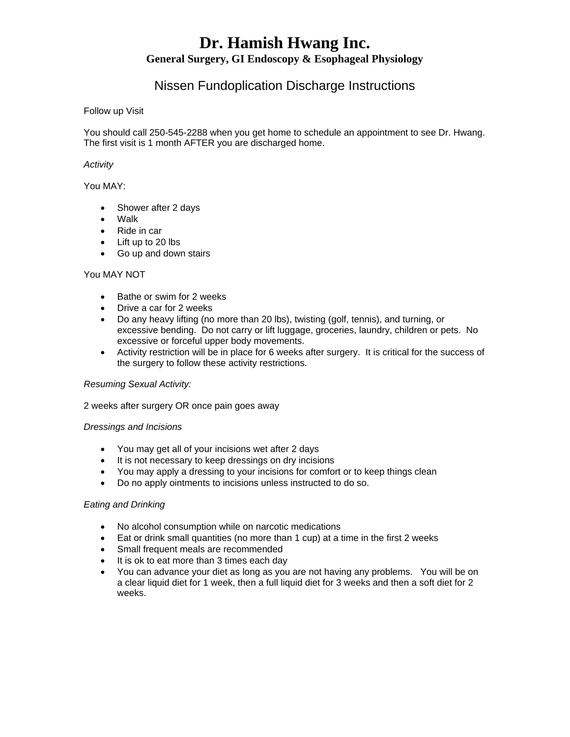# Dr. Hamish Hwang Inc.

## General Surgery, GI Endoscopy & Esophageal Physiology

## Nissen Fundoplication Discharge Instructions

Follow up Visit

You should call 250-545-2288 when you get home to schedule an appointment to see Dr. Hwang. The first visit is 1 month AFTER you are discharged home.

*Activity*

You MAY:

- Shower after 2 days
- Walk
- Ride in car
- Lift up to 20 lbs
- Go up and down stairs

You MAY NOT

- Bathe or swim for 2 weeks
- Drive a car for 2 weeks
- Do any heavy lifting (no more than 20 lbs), twisting (golf, tennis), and turning, or excessive bending. Do not carry or lift luggage, groceries, laundry, children or pets. No excessive or forceful upper body movements.
- Activity restriction will be in place for 6 weeks after surgery. It is critical for the success of the surgery to follow these activity restrictions.

*Resuming Sexual Activity:*

2 weeks after surgery OR once pain goes away

*Dressings and Incisions*

- You may get all of your incisions wet after 2 days
- It is not necessary to keep dressings on dry incisions
- You may apply a dressing to your incisions for comfort or to keep things clean
- Do no apply ointments to incisions unless instructed to do so.

*Eating and Drinking*

- No alcohol consumption while on narcotic medications
- Eat or drink small quantities (no more than 1 cup) at a time in the first 2 weeks
- Small frequent meals are recommended
- It is ok to eat more than 3 times each day
- You can advance your diet as long as you are not having any problems. You will be on a clear liquid diet for 1 week, then a full liquid diet for 3 weeks and then a soft diet for 2 weeks.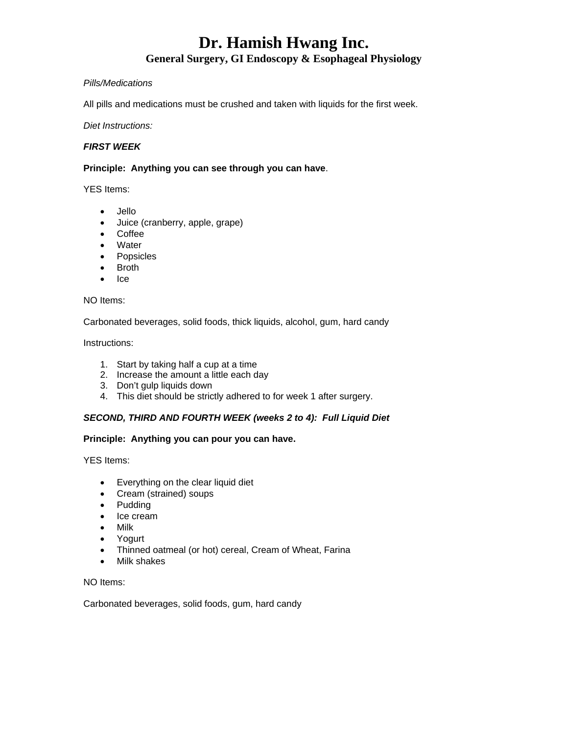# Dr. Hamish Hwang Inc.

## General Surgery, GI Endoscopy & Esophageal Physiology

*Pills/Medications*

All pills and medications must be crushed and taken with liquids for the first week.

*Diet Instructions:*

***FIRST WEEK***

**Principle: Anything you can see through you can have**.

YES Items:

- Jello
- Juice (cranberry, apple, grape)
- Coffee
- Water
- Popsicles
- Broth
- Ice

NO Items:

Carbonated beverages, solid foods, thick liquids, alcohol, gum, hard candy

Instructions:

1. Start by taking half a cup at a time
2. Increase the amount a little each day
3. Don't gulp liquids down
4. This diet should be strictly adhered to for week 1 after surgery.

***SECOND, THIRD AND FOURTH WEEK (weeks 2 to 4): Full Liquid Diet***

**Principle: Anything you can pour you can have.**

YES Items:

- Everything on the clear liquid diet
- Cream (strained) soups
- Pudding
- Ice cream
- Milk
- Yogurt
- Thinned oatmeal (or hot) cereal, Cream of Wheat, Farina
- Milk shakes

NO Items:

Carbonated beverages, solid foods, gum, hard candy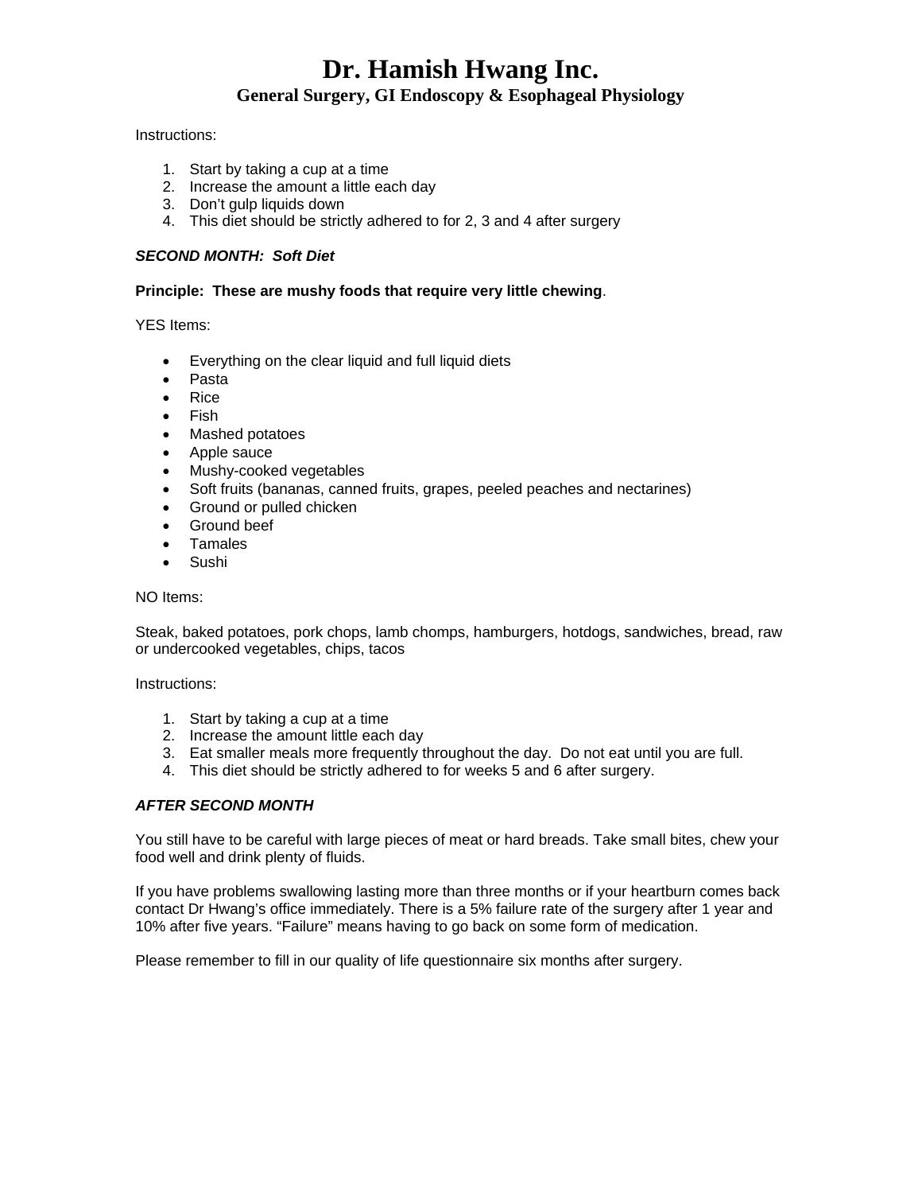# Dr. Hamish Hwang Inc.

## General Surgery, GI Endoscopy & Esophageal Physiology

Instructions:

1. Start by taking a cup at a time
2. Increase the amount a little each day
3. Don't gulp liquids down
4. This diet should be strictly adhered to for 2, 3 and 4 after surgery

***SECOND MONTH: Soft Diet***

**Principle: These are mushy foods that require very little chewing**.

YES Items:

- Everything on the clear liquid and full liquid diets
- Pasta
- Rice
- Fish
- Mashed potatoes
- Apple sauce
- Mushy-cooked vegetables
- Soft fruits (bananas, canned fruits, grapes, peeled peaches and nectarines)
- Ground or pulled chicken
- Ground beef
- Tamales
- Sushi

NO Items:

Steak, baked potatoes, pork chops, lamb chomps, hamburgers, hotdogs, sandwiches, bread, raw or undercooked vegetables, chips, tacos

Instructions:

1. Start by taking a cup at a time
2. Increase the amount little each day
3. Eat smaller meals more frequently throughout the day. Do not eat until you are full.
4. This diet should be strictly adhered to for weeks 5 and 6 after surgery.

***AFTER SECOND MONTH***

You still have to be careful with large pieces of meat or hard breads. Take small bites, chew your food well and drink plenty of fluids.

If you have problems swallowing lasting more than three months or if your heartburn comes back contact Dr Hwang's office immediately. There is a 5% failure rate of the surgery after 1 year and 10% after five years. "Failure" means having to go back on some form of medication.

Please remember to fill in our quality of life questionnaire six months after surgery.